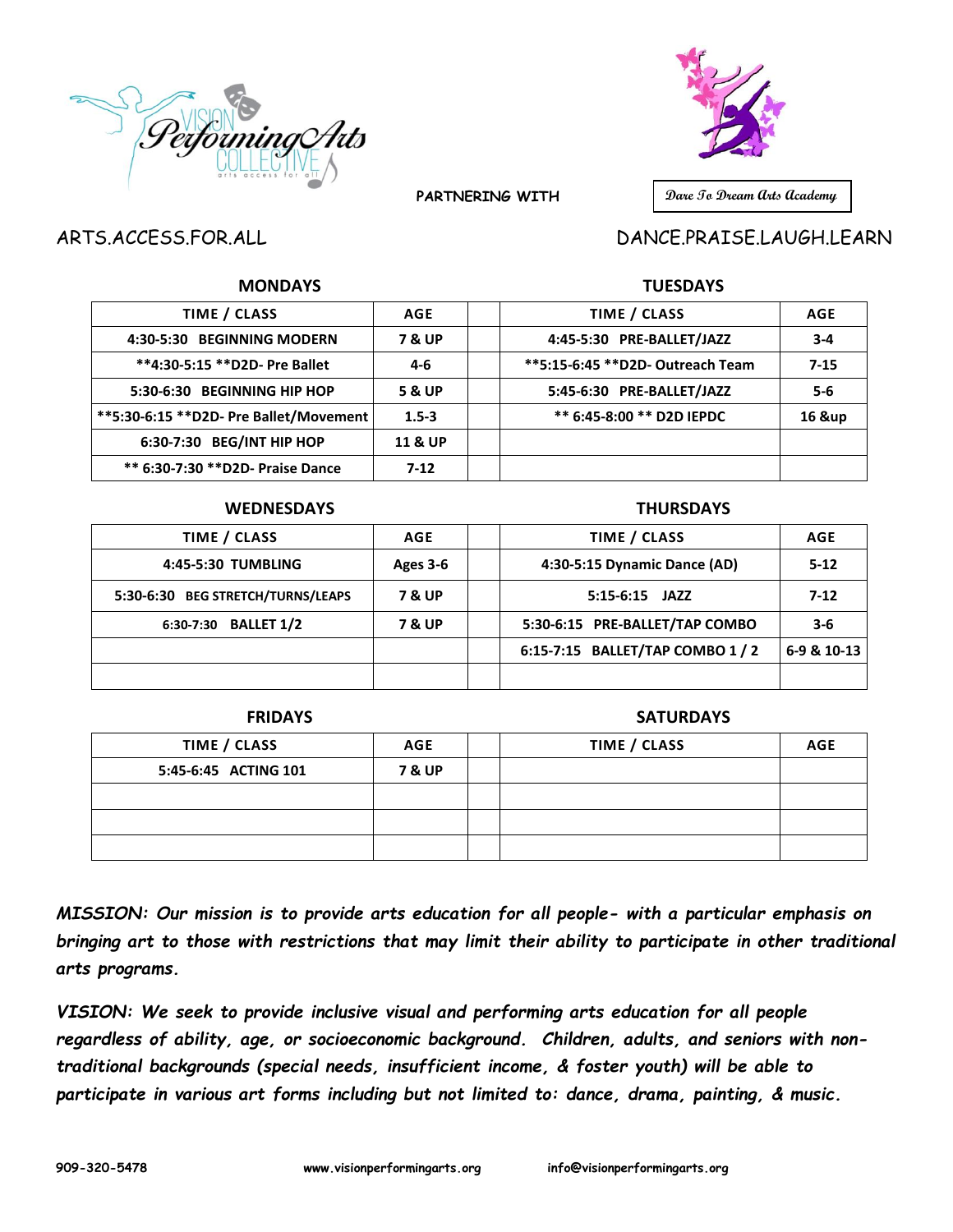Vision Performing Arts Collective — arts access for all

**PARTNERING WITH** **Dare To Dream Arts Academy**

ARTS.ACCESS.FOR.ALL

DANCE.PRAISE.LAUGH.LEARN

## MONDAYS

| TIME / CLASS | AGE |
|---|---|
| 4:30-5:30 BEGINNING MODERN | 7 & UP |
| **4:30-5:15 **D2D- Pre Ballet | 4-6 |
| 5:30-6:30 BEGINNING HIP HOP | 5 & UP |
| **5:30-6:15 **D2D- Pre Ballet/Movement | 1.5-3 |
| 6:30-7:30 BEG/INT HIP HOP | 11 & UP |
| ** 6:30-7:30 **D2D- Praise Dance | 7-12 |

## TUESDAYS

| TIME / CLASS | AGE |
|---|---|
| 4:45-5:30 PRE-BALLET/JAZZ | 3-4 |
| **5:15-6:45 **D2D- Outreach Team | 7-15 |
| 5:45-6:30 PRE-BALLET/JAZZ | 5-6 |
| ** 6:45-8:00 ** D2D IEPDC | 16 &up |

## WEDNESDAYS

| TIME / CLASS | AGE |
|---|---|
| 4:45-5:30 TUMBLING | Ages 3-6 |
| 5:30-6:30 BEG STRETCH/TURNS/LEAPS | 7 & UP |
| 6:30-7:30 BALLET 1/2 | 7 & UP |

## THURSDAYS

| TIME / CLASS | AGE |
|---|---|
| 4:30-5:15 Dynamic Dance (AD) | 5-12 |
| 5:15-6:15 JAZZ | 7-12 |
| 5:30-6:15 PRE-BALLET/TAP COMBO | 3-6 |
| 6:15-7:15 BALLET/TAP COMBO 1 / 2 | 6-9 & 10-13 |

## FRIDAYS

| TIME / CLASS | AGE |
|---|---|
| 5:45-6:45 ACTING 101 | 7 & UP |

## SATURDAYS

| TIME / CLASS | AGE |
|---|---|
| | |

***MISSION: Our mission is to provide arts education for all people- with a particular emphasis on bringing art to those with restrictions that may limit their ability to participate in other traditional arts programs.***

***VISION: We seek to provide inclusive visual and performing arts education for all people regardless of ability, age, or socioeconomic background. Children, adults, and seniors with non-traditional backgrounds (special needs, insufficient income, & foster youth) will be able to participate in various art forms including but not limited to: dance, drama, painting, & music.***

909-320-5478 www.visionperformingarts.org info@visionperformingarts.org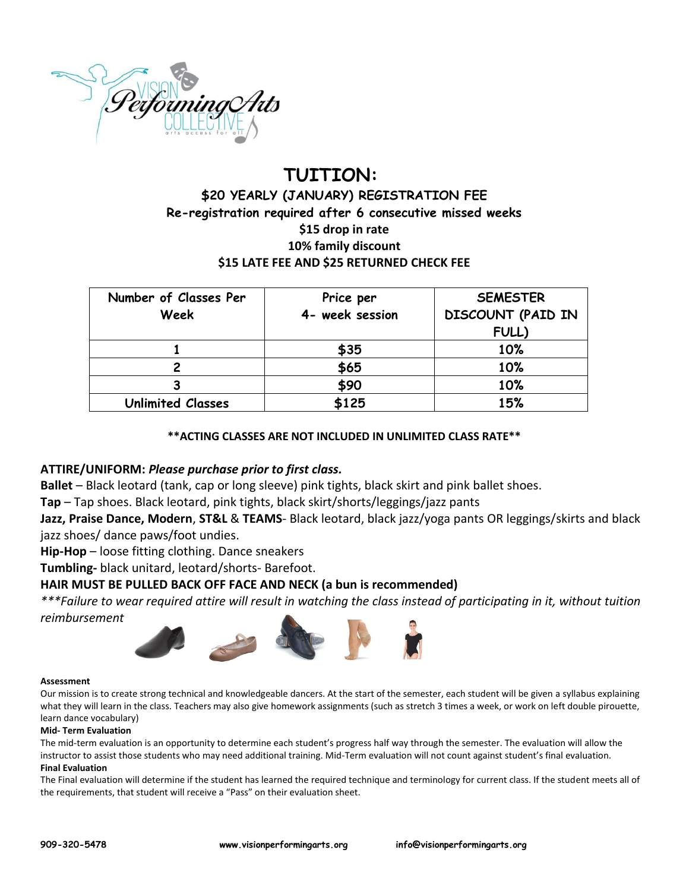# TUITION:

**$20 YEARLY (JANUARY) REGISTRATION FEE**
**Re-registration required after 6 consecutive missed weeks**
**$15 drop in rate**
**10% family discount**
**$15 LATE FEE AND $25 RETURNED CHECK FEE**

| Number of Classes Per Week | Price per 4- week session | SEMESTER DISCOUNT (PAID IN FULL) |
|---|---|---|
| 1 | $35 | 10% |
| 2 | $65 | 10% |
| 3 | $90 | 10% |
| Unlimited Classes | $125 | 15% |

**\*\*ACTING CLASSES ARE NOT INCLUDED IN UNLIMITED CLASS RATE\*\***

**ATTIRE/UNIFORM:** ***Please purchase prior to first class.***

**Ballet** – Black leotard (tank, cap or long sleeve) pink tights, black skirt and pink ballet shoes.

**Tap** – Tap shoes. Black leotard, pink tights, black skirt/shorts/leggings/jazz pants

**Jazz, Praise Dance, Modern**, **ST&L** & **TEAMS**- Black leotard, black jazz/yoga pants OR leggings/skirts and black jazz shoes/ dance paws/foot undies.

**Hip-Hop** – loose fitting clothing. Dance sneakers

**Tumbling-** black unitard, leotard/shorts- Barefoot.

**HAIR MUST BE PULLED BACK OFF FACE AND NECK (a bun is recommended)**

*\*\*\*Failure to wear required attire will result in watching the class instead of participating in it, without tuition reimbursement*

**Assessment**

Our mission is to create strong technical and knowledgeable dancers. At the start of the semester, each student will be given a syllabus explaining what they will learn in the class. Teachers may also give homework assignments (such as stretch 3 times a week, or work on left double pirouette, learn dance vocabulary)

**Mid- Term Evaluation**

The mid-term evaluation is an opportunity to determine each student's progress half way through the semester. The evaluation will allow the instructor to assist those students who may need additional training. Mid-Term evaluation will not count against student's final evaluation.

**Final Evaluation**

The Final evaluation will determine if the student has learned the required technique and terminology for current class. If the student meets all of the requirements, that student will receive a "Pass" on their evaluation sheet.

909-320-5478 www.visionperformingarts.org info@visionperformingarts.org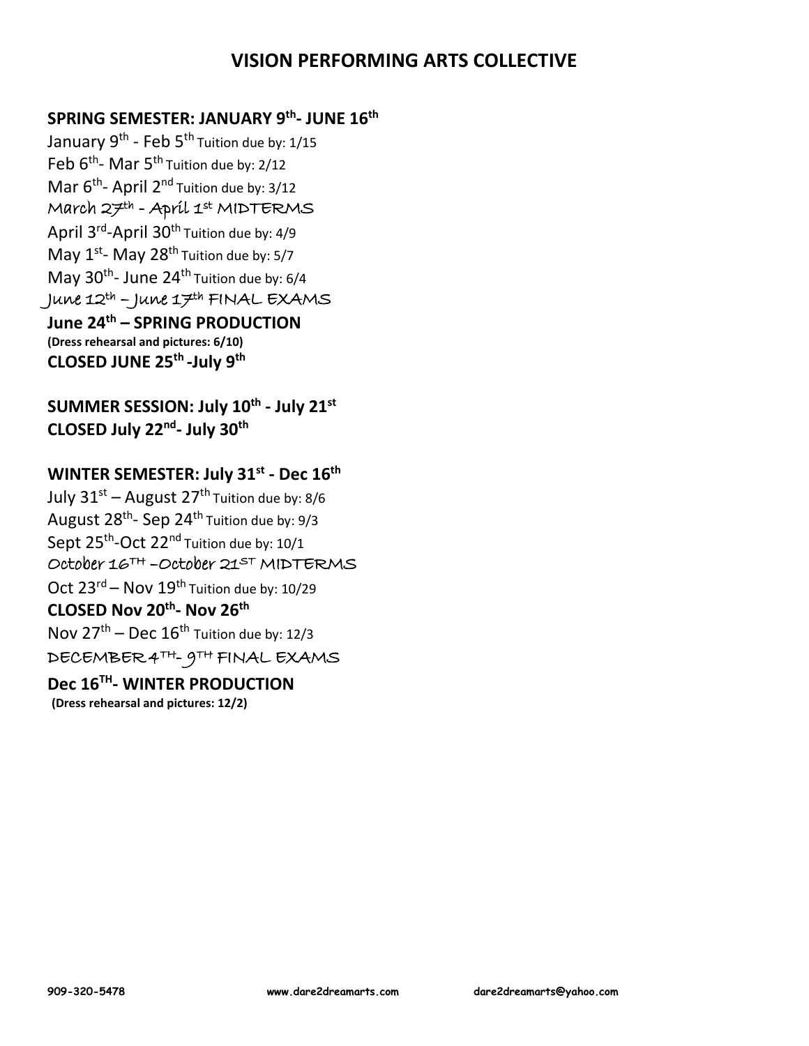# VISION PERFORMING ARTS COLLECTIVE

**SPRING SEMESTER: JANUARY 9th- JUNE 16th**

January 9th - Feb 5th Tuition due by: 1/15
Feb 6th- Mar 5th Tuition due by: 2/12
Mar 6th- April 2nd Tuition due by: 3/12
March 27th - April 1st MIDTERMS
April 3rd-April 30th Tuition due by: 4/9
May 1st- May 28th Tuition due by: 5/7
May 30th- June 24th Tuition due by: 6/4
June 12th – June 17th FINAL EXAMS
**June 24th – SPRING PRODUCTION**
**(Dress rehearsal and pictures: 6/10)**
**CLOSED JUNE 25th -July 9th**

**SUMMER SESSION: July 10th - July 21st**
**CLOSED July 22nd- July 30th**

**WINTER SEMESTER: July 31st - Dec 16th**

July 31st – August 27th Tuition due by: 8/6
August 28th- Sep 24th Tuition due by: 9/3
Sept 25th-Oct 22nd Tuition due by: 10/1
October 16TH –October 21ST MIDTERMS
Oct 23rd – Nov 19th Tuition due by: 10/29
**CLOSED Nov 20th- Nov 26th**
Nov 27th – Dec 16th Tuition due by: 12/3
DECEMBER 4TH- 9TH FINAL EXAMS
**Dec 16TH- WINTER PRODUCTION**
**(Dress rehearsal and pictures: 12/2)**

909-320-5478 www.dare2dreamarts.com dare2dreamarts@yahoo.com